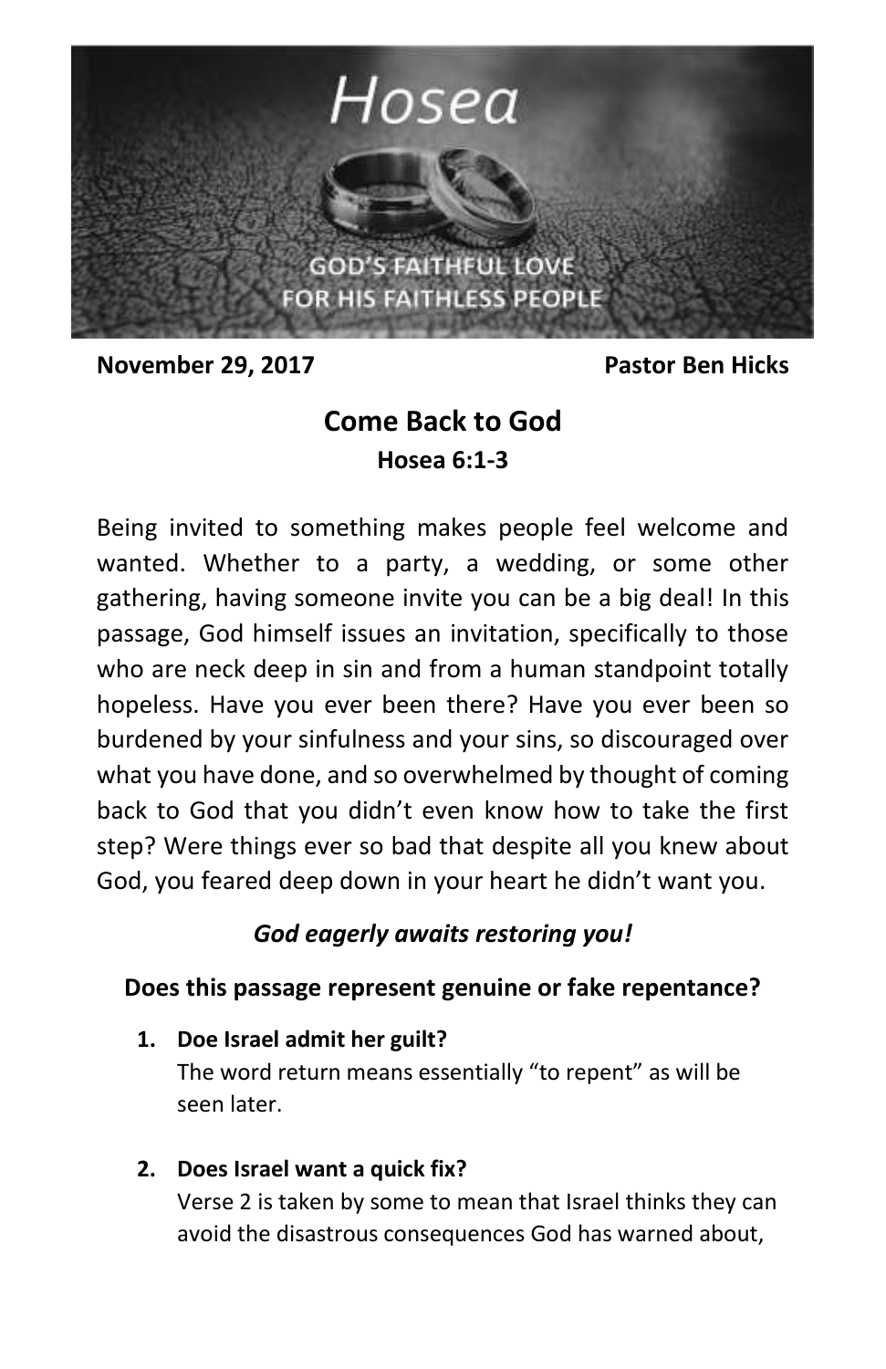# Hosea

GOD'S FAITHFUL LOVE
FOR HIS FAITHLESS PEOPLE

**November 29, 2017** **Pastor Ben Hicks**

## Come Back to God

### Hosea 6:1-3

Being invited to something makes people feel welcome and wanted. Whether to a party, a wedding, or some other gathering, having someone invite you can be a big deal! In this passage, God himself issues an invitation, specifically to those who are neck deep in sin and from a human standpoint totally hopeless. Have you ever been there? Have you ever been so burdened by your sinfulness and your sins, so discouraged over what you have done, and so overwhelmed by thought of coming back to God that you didn't even know how to take the first step? Were things ever so bad that despite all you knew about God, you feared deep down in your heart he didn't want you.

***God eagerly awaits restoring you!***

**Does this passage represent genuine or fake repentance?**

1. **Doe Israel admit her guilt?**
   The word return means essentially "to repent" as will be seen later.

2. **Does Israel want a quick fix?**
   Verse 2 is taken by some to mean that Israel thinks they can avoid the disastrous consequences God has warned about,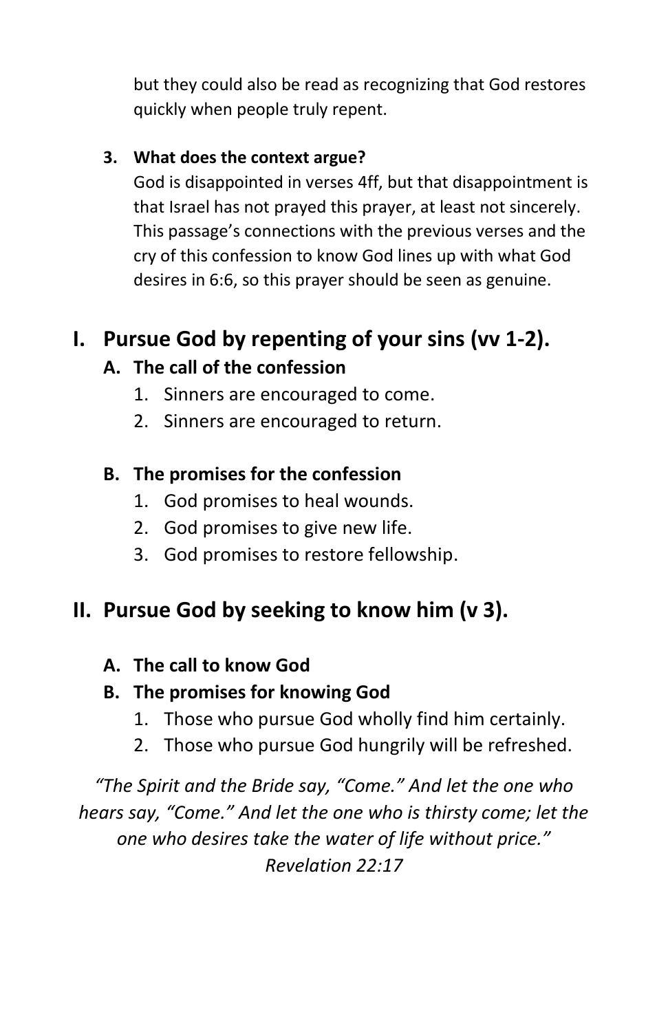but they could also be read as recognizing that God restores quickly when people truly repent.

3. **What does the context argue?**
   God is disappointed in verses 4ff, but that disappointment is that Israel has not prayed this prayer, at least not sincerely. This passage's connections with the previous verses and the cry of this confession to know God lines up with what God desires in 6:6, so this prayer should be seen as genuine.

## I. Pursue God by repenting of your sins (vv 1-2).

### A. The call of the confession

1. Sinners are encouraged to come.
2. Sinners are encouraged to return.

### B. The promises for the confession

1. God promises to heal wounds.
2. God promises to give new life.
3. God promises to restore fellowship.

## II. Pursue God by seeking to know him (v 3).

### A. The call to know God

### B. The promises for knowing God

1. Those who pursue God wholly find him certainly.
2. Those who pursue God hungrily will be refreshed.

*"The Spirit and the Bride say, "Come." And let the one who hears say, "Come." And let the one who is thirsty come; let the one who desires take the water of life without price."*
*Revelation 22:17*